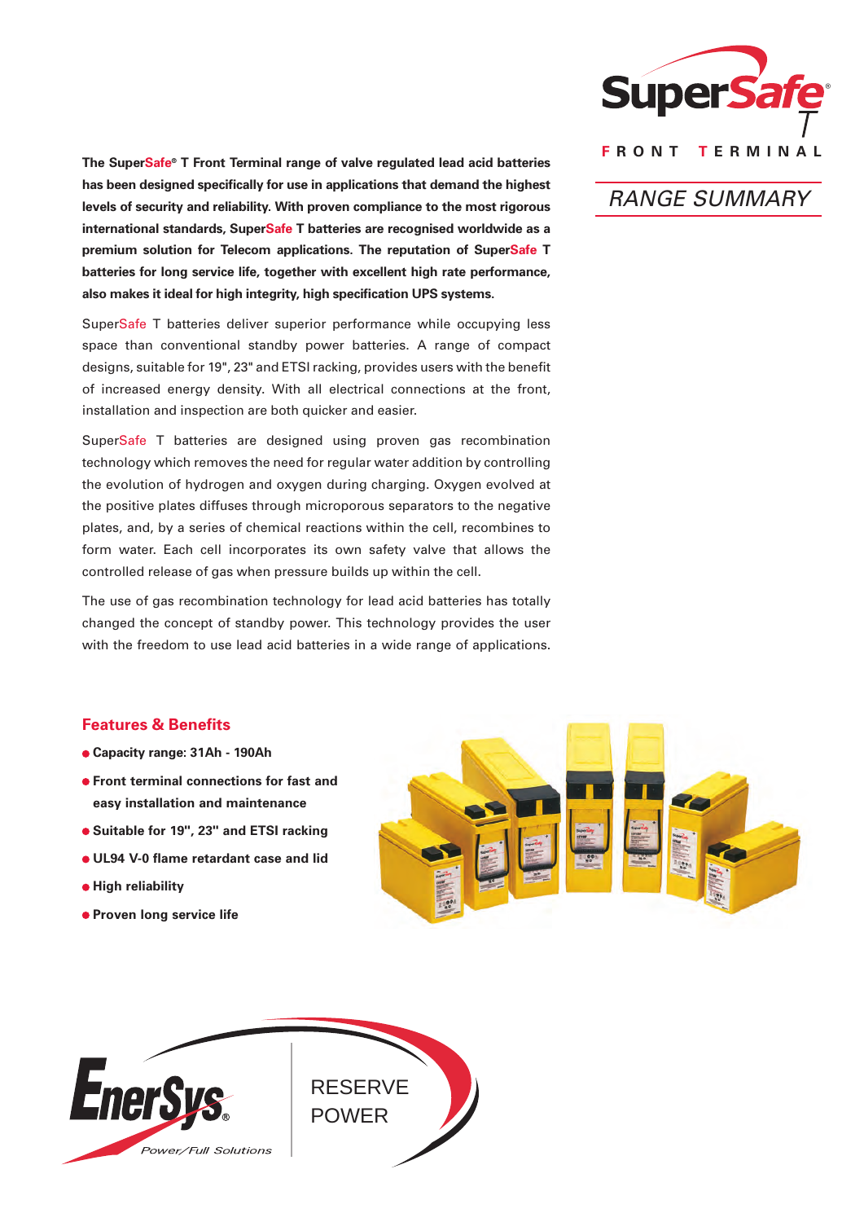# SuperSafe® T

FRONT TERMINAL

## RANGE SUMMARY

**The SuperSafe® T Front Terminal range of valve regulated lead acid batteries has been designed specifically for use in applications that demand the highest levels of security and reliability. With proven compliance to the most rigorous international standards, SuperSafe T batteries are recognised worldwide as a premium solution for Telecom applications. The reputation of SuperSafe T batteries for long service life, together with excellent high rate performance, also makes it ideal for high integrity, high specification UPS systems.**

SuperSafe T batteries deliver superior performance while occupying less space than conventional standby power batteries. A range of compact designs, suitable for 19", 23" and ETSI racking, provides users with the benefit of increased energy density. With all electrical connections at the front, installation and inspection are both quicker and easier.

SuperSafe T batteries are designed using proven gas recombination technology which removes the need for regular water addition by controlling the evolution of hydrogen and oxygen during charging. Oxygen evolved at the positive plates diffuses through microporous separators to the negative plates, and, by a series of chemical reactions within the cell, recombines to form water. Each cell incorporates its own safety valve that allows the controlled release of gas when pressure builds up within the cell.

The use of gas recombination technology for lead acid batteries has totally changed the concept of standby power. This technology provides the user with the freedom to use lead acid batteries in a wide range of applications.

## Features & Benefits

- **Capacity range: 31Ah - 190Ah**
- **Front terminal connections for fast and easy installation and maintenance**
- **Suitable for 19", 23" and ETSI racking**
- **UL94 V-0 flame retardant case and lid**
- **High reliability**
- **Proven long service life**

EnerSys® Power/Full Solutions

RESERVE POWER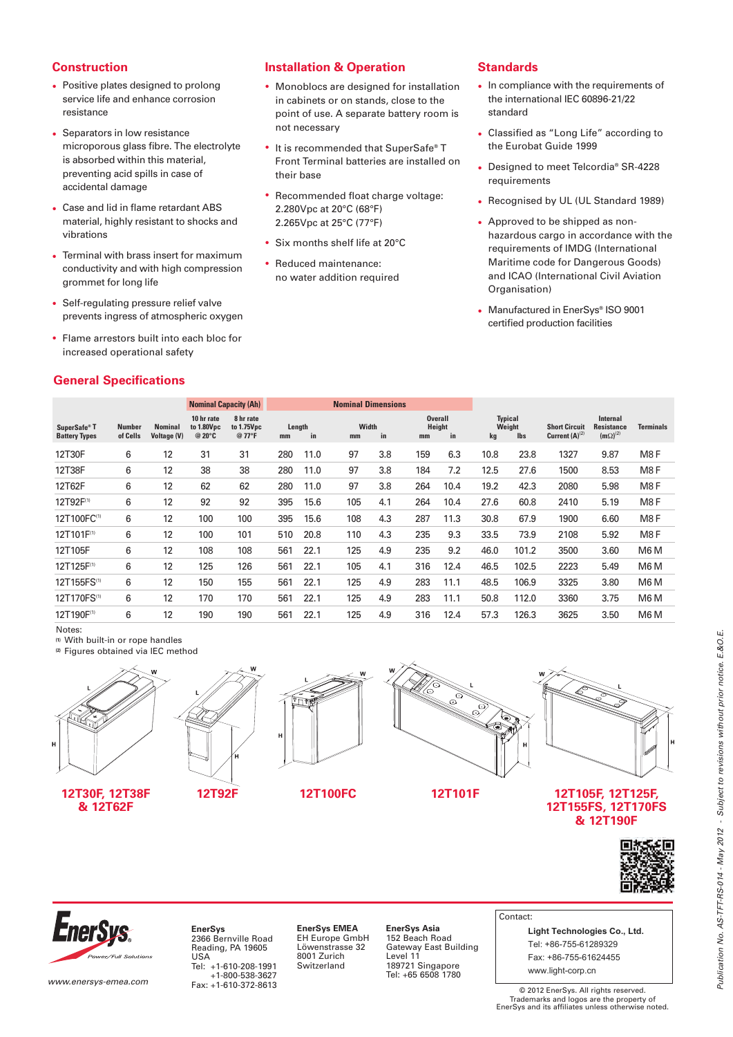## Construction

- Positive plates designed to prolong service life and enhance corrosion resistance
- Separators in low resistance microporous glass fibre. The electrolyte is absorbed within this material, preventing acid spills in case of accidental damage
- Case and lid in flame retardant ABS material, highly resistant to shocks and vibrations
- Terminal with brass insert for maximum conductivity and with high compression grommet for long life
- Self-regulating pressure relief valve prevents ingress of atmospheric oxygen
- Flame arrestors built into each bloc for increased operational safety

## Installation & Operation

- Monoblocs are designed for installation in cabinets or on stands, close to the point of use. A separate battery room is not necessary
- It is recommended that SuperSafe® T Front Terminal batteries are installed on their base
- Recommended float charge voltage: 2.280Vpc at 20°C (68°F) 2.265Vpc at 25°C (77°F)
- Six months shelf life at 20°C
- Reduced maintenance: no water addition required

## Standards

- In compliance with the requirements of the international IEC 60896-21/22 standard
- Classified as "Long Life" according to the Eurobat Guide 1999
- Designed to meet Telcordia® SR-4228 requirements
- Recognised by UL (UL Standard 1989)
- Approved to be shipped as non-hazardous cargo in accordance with the requirements of IMDG (International Maritime code for Dangerous Goods) and ICAO (International Civil Aviation Organisation)
- Manufactured in EnerSys® ISO 9001 certified production facilities

## General Specifications

| SuperSafe® T Battery Types | Number of Cells | Nominal Voltage (V) | Nominal Capacity (Ah) 10 hr rate to 1.80Vpc @ 20°C | 8 hr rate to 1.75Vpc @ 77°F | Nominal Dimensions Length mm | Length in | Width mm | Width in | Overall Height mm | Overall Height in | Typical Weight kg | Typical Weight lbs | Short Circuit Current (A)[2] | Internal Resistance (mΩ)[2] | Terminals |
|---|---|---|---|---|---|---|---|---|---|---|---|---|---|---|---|
| 12T30F | 6 | 12 | 31 | 31 | 280 | 11.0 | 97 | 3.8 | 159 | 6.3 | 10.8 | 23.8 | 1327 | 9.87 | M8 F |
| 12T38F | 6 | 12 | 38 | 38 | 280 | 11.0 | 97 | 3.8 | 184 | 7.2 | 12.5 | 27.6 | 1500 | 8.53 | M8 F |
| 12T62F | 6 | 12 | 62 | 62 | 280 | 11.0 | 97 | 3.8 | 264 | 10.4 | 19.2 | 42.3 | 2080 | 5.98 | M8 F |
| 12T92F[1] | 6 | 12 | 92 | 92 | 395 | 15.6 | 105 | 4.1 | 264 | 10.4 | 27.6 | 60.8 | 2410 | 5.19 | M8 F |
| 12T100FC[1] | 6 | 12 | 100 | 100 | 395 | 15.6 | 108 | 4.3 | 287 | 11.3 | 30.8 | 67.9 | 1900 | 6.60 | M8 F |
| 12T101F[1] | 6 | 12 | 100 | 101 | 510 | 20.8 | 110 | 4.3 | 235 | 9.3 | 33.5 | 73.9 | 2108 | 5.92 | M8 F |
| 12T105F | 6 | 12 | 108 | 108 | 561 | 22.1 | 125 | 4.9 | 235 | 9.2 | 46.0 | 101.2 | 3500 | 3.60 | M6 M |
| 12T125F[1] | 6 | 12 | 125 | 126 | 561 | 22.1 | 105 | 4.1 | 316 | 12.4 | 46.5 | 102.5 | 2223 | 5.49 | M6 M |
| 12T155FS[1] | 6 | 12 | 150 | 155 | 561 | 22.1 | 125 | 4.9 | 283 | 11.1 | 48.5 | 106.9 | 3325 | 3.80 | M6 M |
| 12T170FS[1] | 6 | 12 | 170 | 170 | 561 | 22.1 | 125 | 4.9 | 283 | 11.1 | 50.8 | 112.0 | 3360 | 3.75 | M6 M |
| 12T190F[1] | 6 | 12 | 190 | 190 | 561 | 22.1 | 125 | 4.9 | 316 | 12.4 | 57.3 | 126.3 | 3625 | 3.50 | M6 M |

Notes:
[1] With built-in or rope handles
[2] Figures obtained via IEC method

12T30F, 12T38F & 12T62F

12T92F

12T100FC

12T101F

12T105F, 12T125F, 12T155FS, 12T170FS & 12T190F

EnerSys
2366 Bernville Road
Reading, PA 19605
USA
Tel: +1-610-208-1991
+1-800-538-3627
Fax: +1-610-372-8613

EnerSys EMEA
EH Europe GmbH
Löwenstrasse 32
8001 Zurich
Switzerland

EnerSys Asia
152 Beach Road
Gateway East Building
Level 11
189721 Singapore
Tel: +65 6508 1780

Contact:
**Light Technologies Co., Ltd.**
Tel: +86-755-61289329
Fax: +86-755-61624455
www.light-corp.cn

www.enersys-emea.com

© 2012 EnerSys. All rights reserved. Trademarks and logos are the property of EnerSys and its affiliates unless otherwise noted.

Publication No. AS-TFT-RS-014 - May 2012 - Subject to revisions without prior notice. E.&O.E.